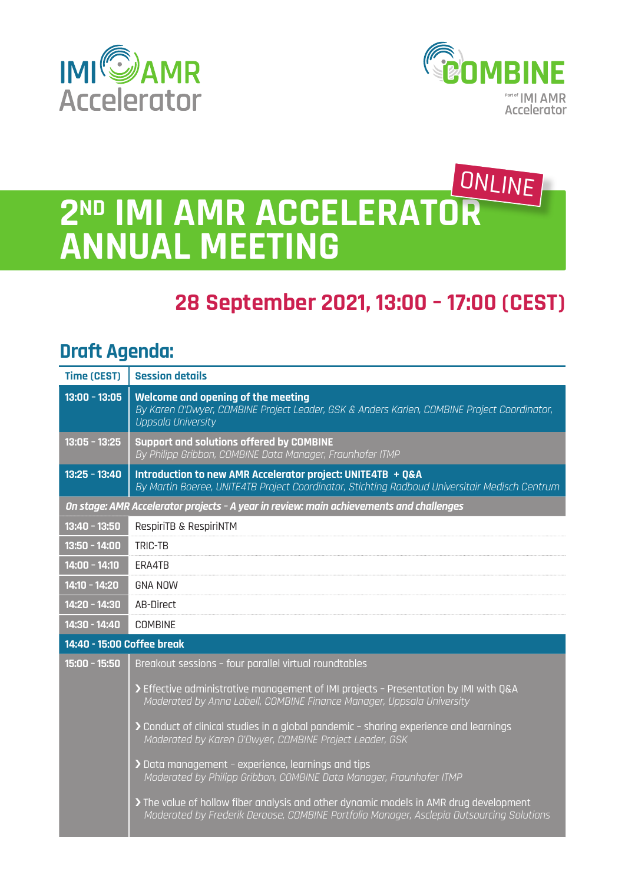IMI AMR Accelerator

COMBINE
Part of IMI AMR Accelerator

ONLINE

# 2ND IMI AMR ACCELERATOR ANNUAL MEETING

## 28 September 2021, 13:00 – 17:00 (CEST)

## Draft Agenda:

| Time (CEST) | Session details |
|---|---|
| 13:00 - 13:05 | **Welcome and opening of the meeting**<br>*By Karen O'Dwyer, COMBINE Project Leader, GSK & Anders Karlen, COMBINE Project Coordinator, Uppsala University* |
| 13:05 - 13:25 | **Support and solutions offered by COMBINE**<br>*By Philipp Gribbon, COMBINE Data Manager, Fraunhofer ITMP* |
| 13:25 - 13:40 | **Introduction to new AMR Accelerator project: UNITE4TB + Q&A**<br>*By Martin Boeree, UNITE4TB Project Coordinator, Stichting Radboud Universitair Medisch Centrum* |
| ***On stage: AMR Accelerator projects - A year in review: main achievements and challenges*** | |
| 13:40 - 13:50 | RespiriTB & RespiriNTM |
| 13:50 - 14:00 | TRIC-TB |
| 14:00 - 14:10 | ERA4TB |
| 14:10 - 14:20 | GNA NOW |
| 14:20 - 14:30 | AB-Direct |
| 14:30 - 14:40 | COMBINE |
| **14:40 - 15:00 Coffee break** | |
| 15:00 - 15:50 | Breakout sessions – four parallel virtual roundtables<br>› Effective administrative management of IMI projects – Presentation by IMI with Q&A<br>*Moderated by Anna Lobell, COMBINE Finance Manager, Uppsala University*<br>› Conduct of clinical studies in a global pandemic – sharing experience and learnings<br>*Moderated by Karen O'Dwyer, COMBINE Project Leader, GSK*<br>› Data management – experience, learnings and tips<br>*Moderated by Philipp Gribbon, COMBINE Data Manager, Fraunhofer ITMP*<br>› The value of hollow fiber analysis and other dynamic models in AMR drug development<br>*Moderated by Frederik Deroose, COMBINE Portfolio Manager, Asclepia Outsourcing Solutions* |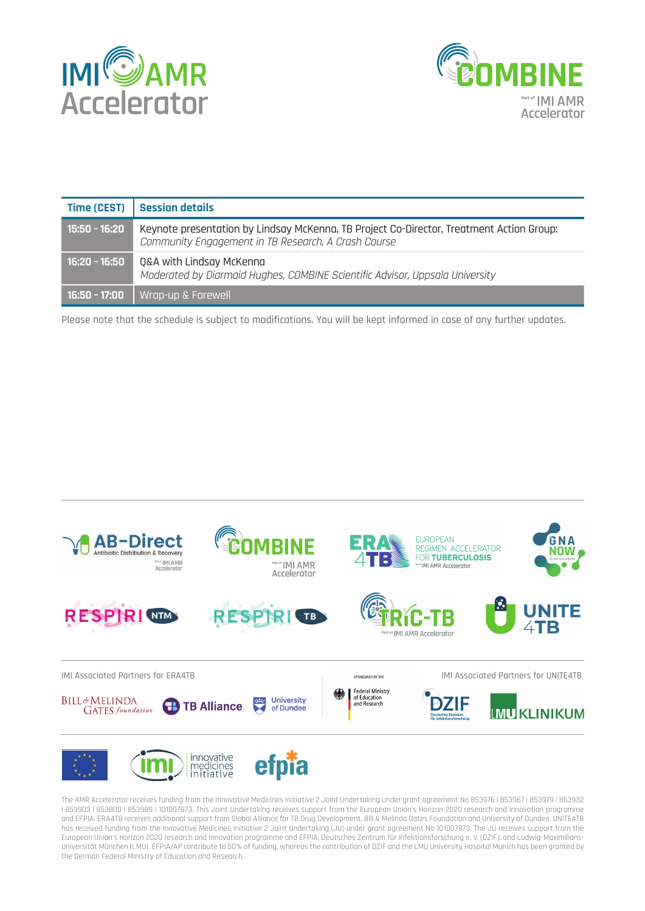| Time (CEST) | Session details |
|---|---|
| 15:50 - 16:20 | Keynote presentation by Lindsay McKenna, TB Project Co-Director, Treatment Action Group: *Community Engagement in TB Research, A Crash Course* |
| 16:20 - 16:50 | Q&A with Lindsay McKenna *Moderated by Diarmaid Hughes, COMBINE Scientific Advisor, Uppsala University* |
| 16:50 - 17:00 | Wrap-up & Farewell |

Please note that the schedule is subject to modifications. You will be kept informed in case of any further updates.

IMI Associated Partners for ERA4TB

IMI Associated Partners for UNITE4TB

The AMR Accelerator receives funding from the Innovative Medicines Initiative 2 Joint Undertaking under grant agreement No 853976 I 853967 I 853979 I 853932 I 853903 I 853800 I 853989 I 101007873. This Joint Undertaking receives support from the European Union's Horizon 2020 research and innovation programme and EFPIA. ERA4TB receives additional support from Global Alliance for TB Drug Development, Bill & Melinda Gates Foundation and University of Dundee. UNITE4TB has received funding from the Innovative Medicines Initiative 2 Joint Undertaking (JU) under grant agreement No 101007873. The JU receives support from the European Union's Horizon 2020 research and innovation programme and EFPIA, Deutsches Zentrum für Infektionsforschung e. V. (DZIF), and Ludwig-Maximilians-Universität München (LMU). EFPIA/AP contribute to 50% of funding, whereas the contribution of DZIF and the LMU University Hospital Munich has been granted by the German Federal Ministry of Education and Research.